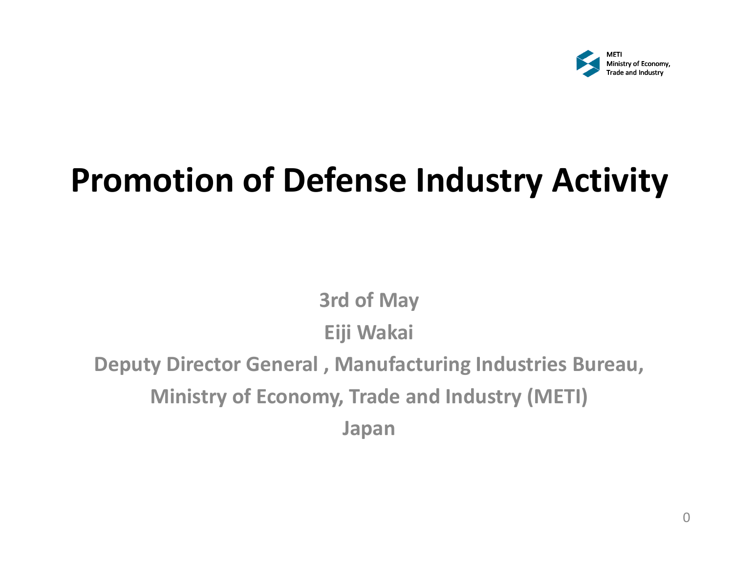METI
Ministry of Economy,
Trade and Industry

# Promotion of Defense Industry Activity

**3rd of May**

**Eiji Wakai**

**Deputy Director General , Manufacturing Industries Bureau,**

**Ministry of Economy, Trade and Industry (METI)**

**Japan**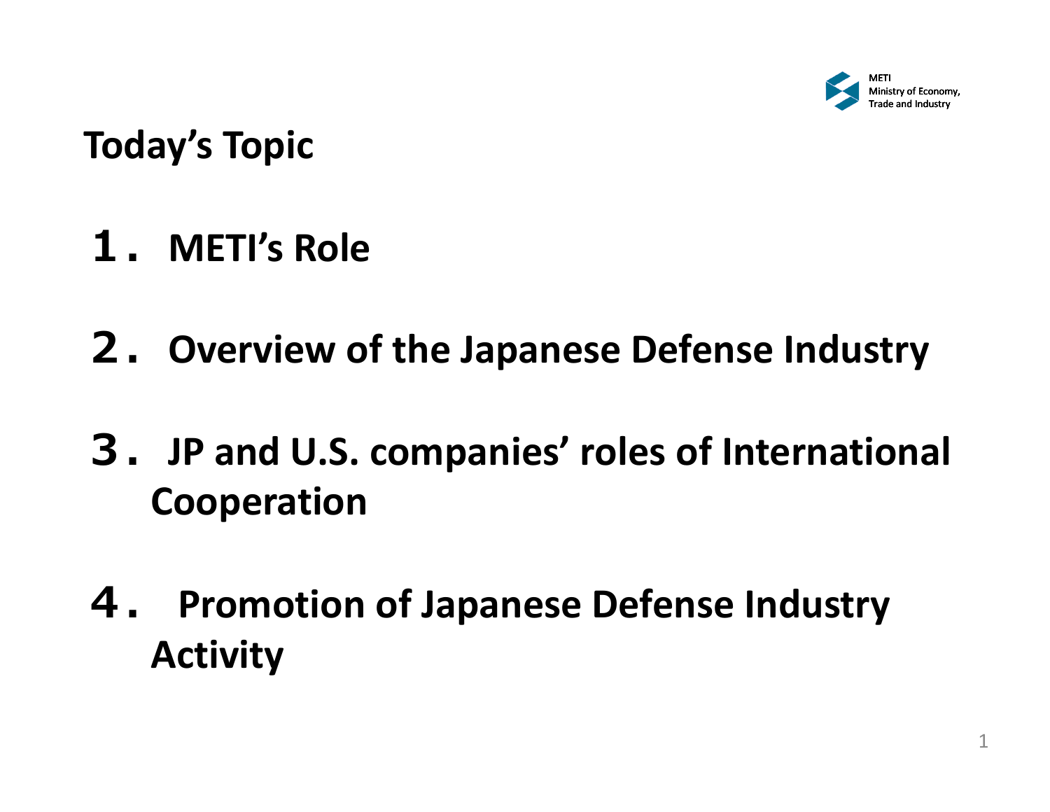# Today's Topic

1. METI's Role

2. Overview of the Japanese Defense Industry

3. JP and U.S. companies' roles of International Cooperation

4. Promotion of Japanese Defense Industry Activity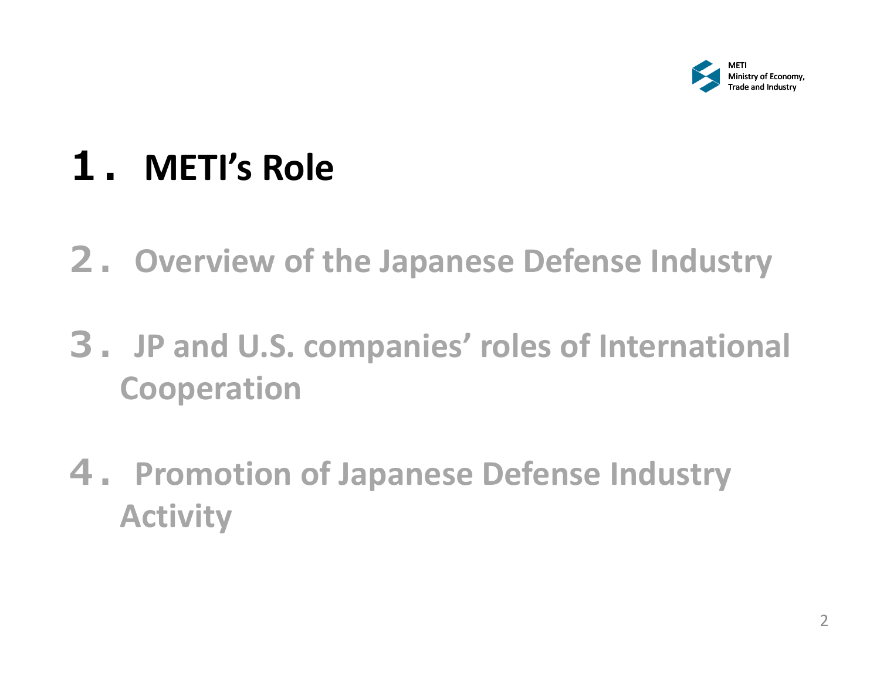# 1. METI's Role

## 2. Overview of the Japanese Defense Industry

## 3. JP and U.S. companies' roles of International Cooperation

## 4. Promotion of Japanese Defense Industry Activity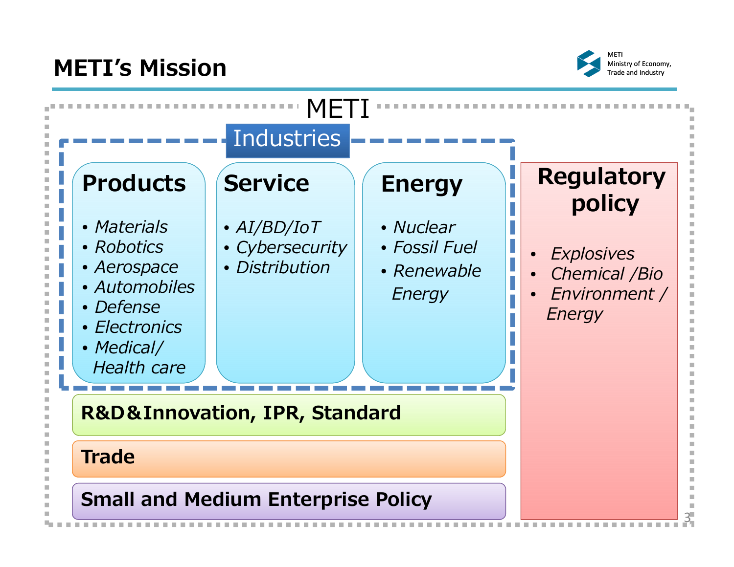# METI's Mission

METI

Industries

### Products

- *Materials*
- *Robotics*
- *Aerospace*
- *Automobiles*
- *Defense*
- *Electronics*
- *Medical/ Health care*

### Service

- *AI/BD/IoT*
- *Cybersecurity*
- *Distribution*

### Energy

- *Nuclear*
- *Fossil Fuel*
- *Renewable Energy*

### Regulatory policy

- *Explosives*
- *Chemical /Bio*
- *Environment / Energy*

**R&D&Innovation, IPR, Standard**

**Trade**

**Small and Medium Enterprise Policy**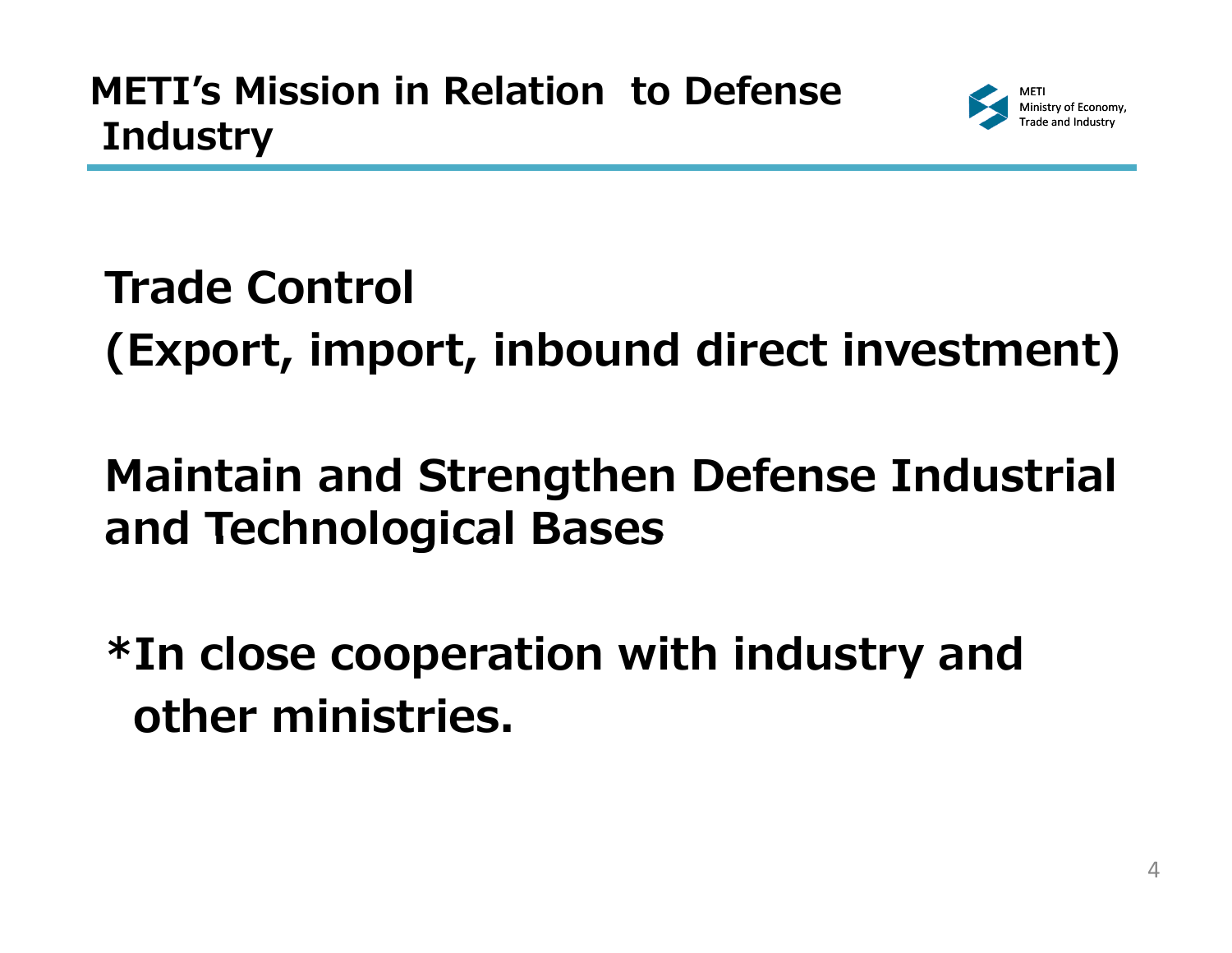# METI's Mission in Relation to Defense Industry

**Trade Control**
**(Export, import, inbound direct investment)**

**Maintain and Strengthen Defense Industrial and Technological Bases**

***In close cooperation with industry and other ministries.**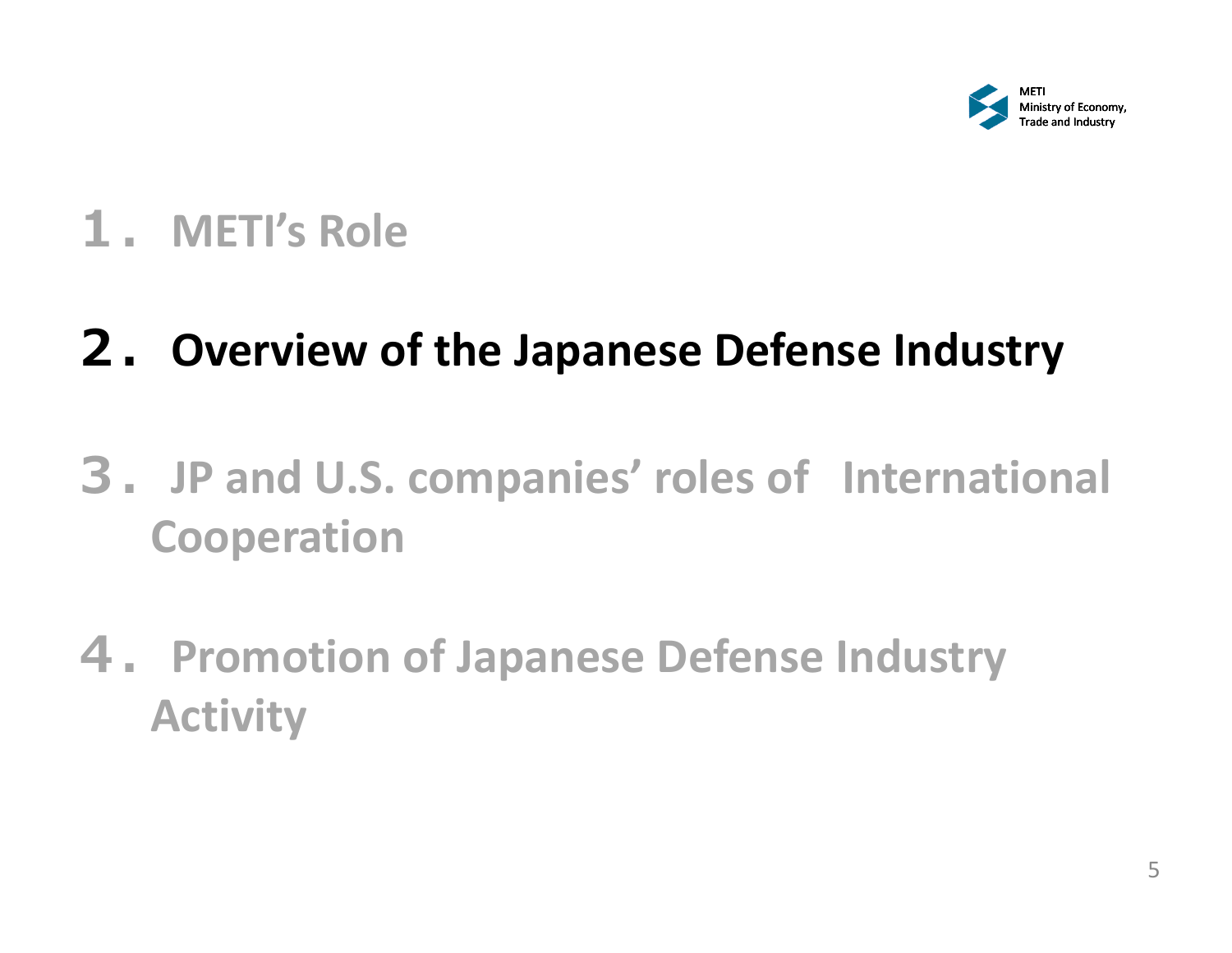1. METI's Role

2. Overview of the Japanese Defense Industry

3. JP and U.S. companies' roles of International Cooperation

4. Promotion of Japanese Defense Industry Activity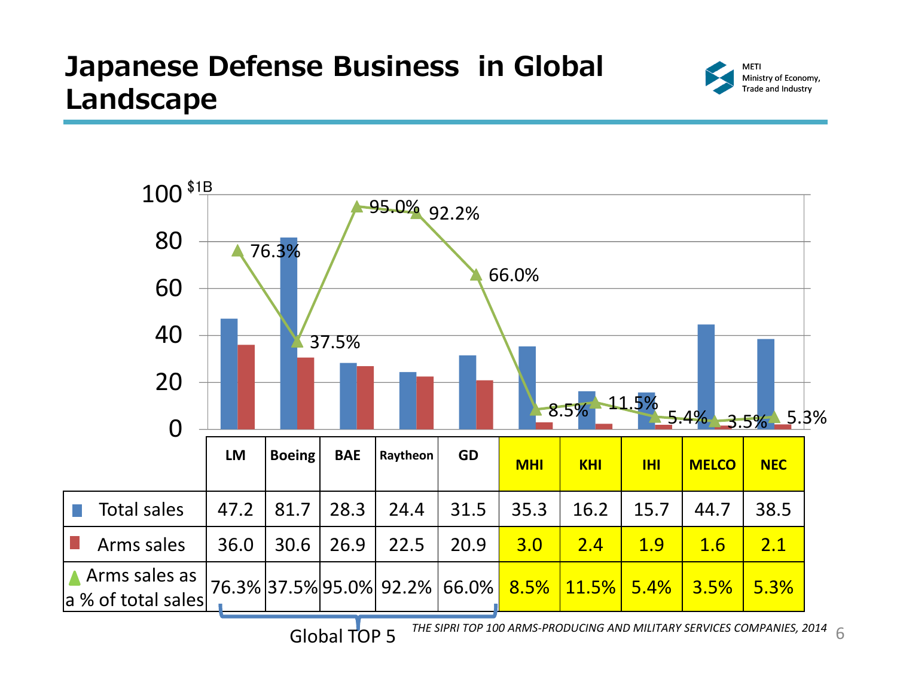# Japanese Defense Business in Global Landscape

METI
Ministry of Economy, Trade and Industry

$1B

100
80
60
40
20
0

76.3%
37.5%
95.0%
92.2%
66.0%
8.5%
11.5%
5.4%
3.5%
5.3%

| | LM | Boeing | BAE | Raytheon | GD | MHI | KHI | IHI | MELCO | NEC |
|---|---|---|---|---|---|---|---|---|---|---|
| Total sales | 47.2 | 81.7 | 28.3 | 24.4 | 31.5 | 35.3 | 16.2 | 15.7 | 44.7 | 38.5 |
| Arms sales | 36.0 | 30.6 | 26.9 | 22.5 | 20.9 | 3.0 | 2.4 | 1.9 | 1.6 | 2.1 |
| Arms sales as a % of total sales | 76.3% | 37.5% | 95.0% | 92.2% | 66.0% | 8.5% | 11.5% | 5.4% | 3.5% | 5.3% |

Global TOP 5

*THE SIPRI TOP 100 ARMS-PRODUCING AND MILITARY SERVICES COMPANIES, 2014*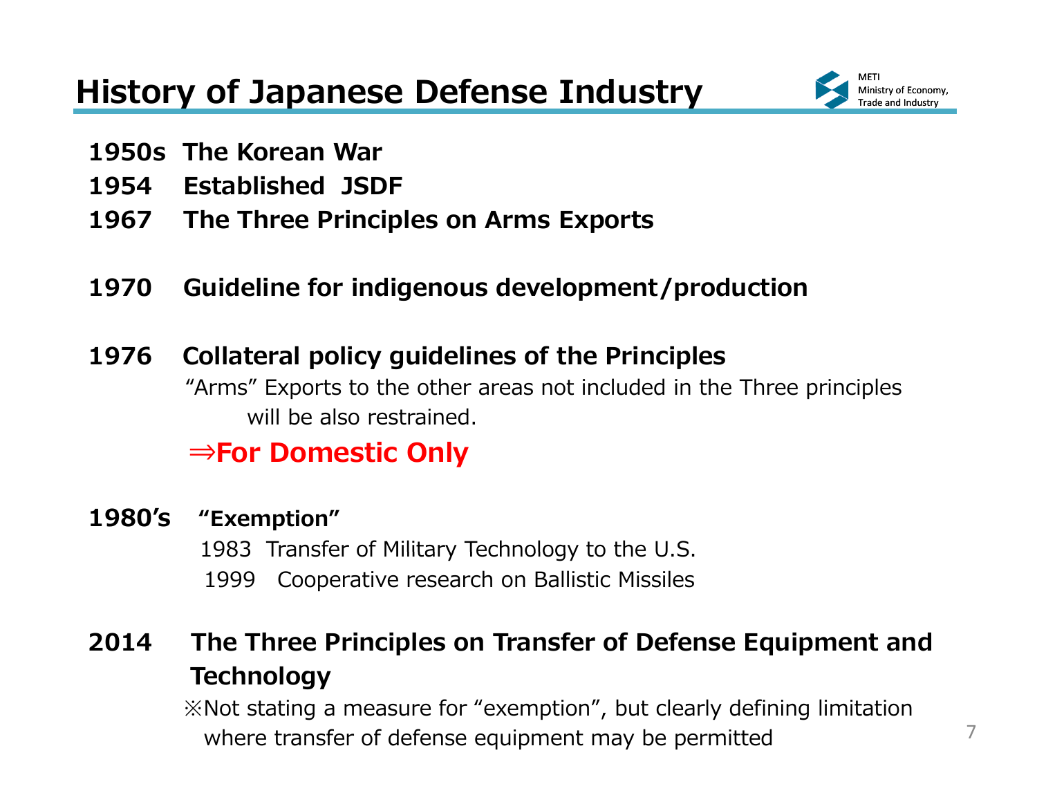# History of Japanese Defense Industry

**1950s The Korean War**

**1954 Established JSDF**

**1967 The Three Principles on Arms Exports**

**1970 Guideline for indigenous development/production**

**1976 Collateral policy guidelines of the Principles**

"Arms" Exports to the other areas not included in the Three principles will be also restrained.

**⇒For Domestic Only**

**1980's "Exemption"**

1983 Transfer of Military Technology to the U.S.

1999 Cooperative research on Ballistic Missiles

**2014 The Three Principles on Transfer of Defense Equipment and Technology**

※Not stating a measure for "exemption", but clearly defining limitation where transfer of defense equipment may be permitted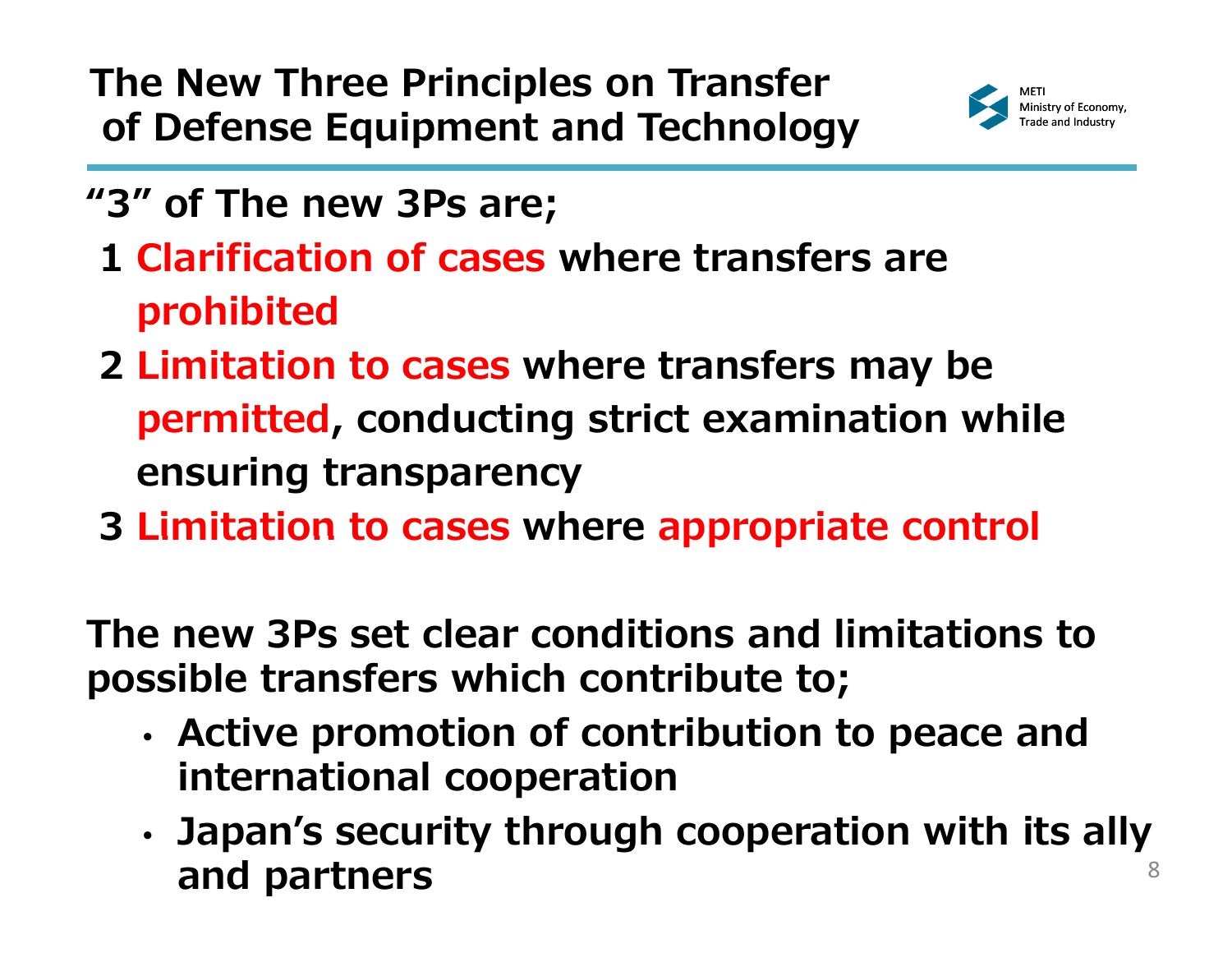# The New Three Principles on Transfer of Defense Equipment and Technology

METI
Ministry of Economy, Trade and Industry

**"3" of The new 3Ps are;**

1. **Clarification of cases where transfers are prohibited**
2. **Limitation to cases where transfers may be permitted, conducting strict examination while ensuring transparency**
3. **Limitation to cases where appropriate control**

**The new 3Ps set clear conditions and limitations to possible transfers which contribute to;**

- **Active promotion of contribution to peace and international cooperation**
- **Japan's security through cooperation with its ally and partners**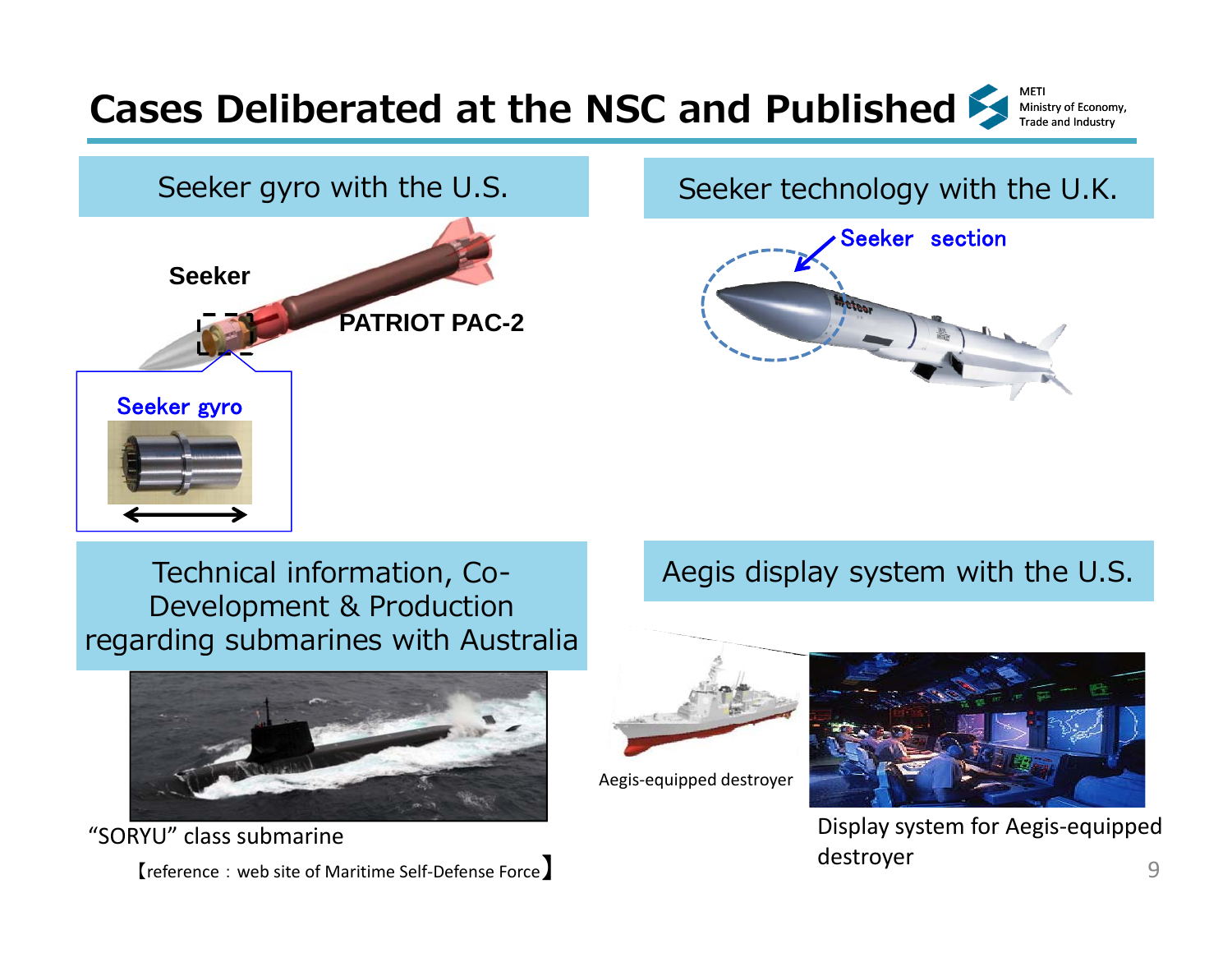# Cases Deliberated at the NSC and Published

METI
Ministry of Economy, Trade and Industry

## Seeker gyro with the U.S.

Seeker

PATRIOT PAC-2

Seeker gyro

## Seeker technology with the U.K.

Seeker section

## Technical information, Co-Development & Production regarding submarines with Australia

"SORYU" class submarine

【reference：web site of Maritime Self-Defense Force】

## Aegis display system with the U.S.

Aegis-equipped destroyer

Display system for Aegis-equipped destroyer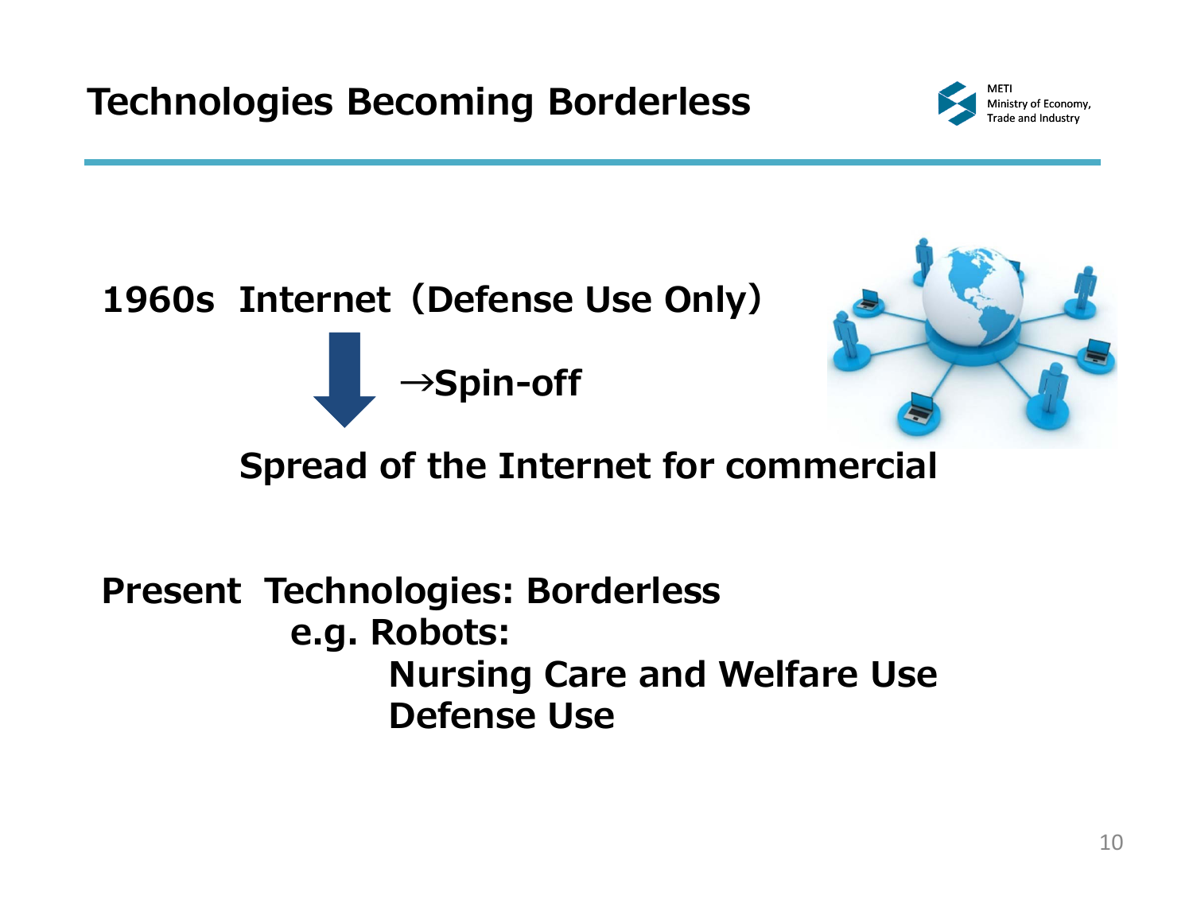# Technologies Becoming Borderless

**1960s Internet（Defense Use Only）**

**→Spin-off**

**Spread of the Internet for commercial**

**Present Technologies: Borderless**

**e.g. Robots:**

**Nursing Care and Welfare Use**

**Defense Use**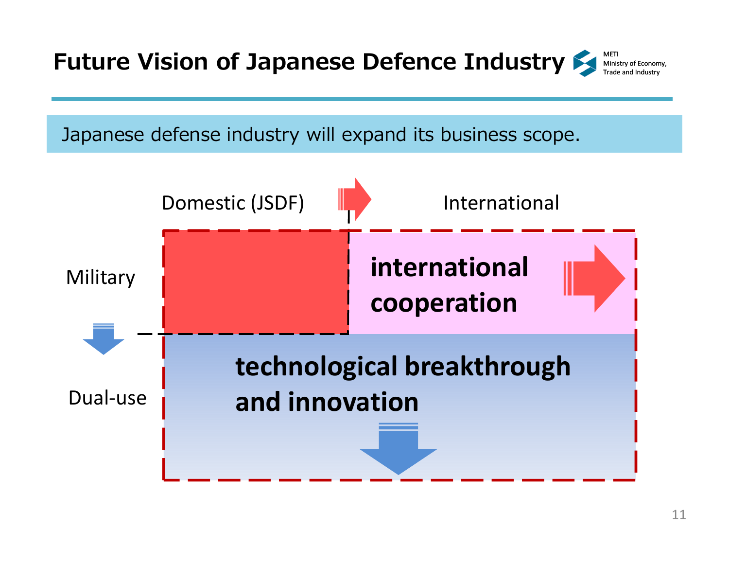# Future Vision of Japanese Defence Industry

METI
Ministry of Economy, Trade and Industry

Japanese defense industry will expand its business scope.

Domestic (JSDF)

International

Military

Dual-use

**international cooperation**

**technological breakthrough and innovation**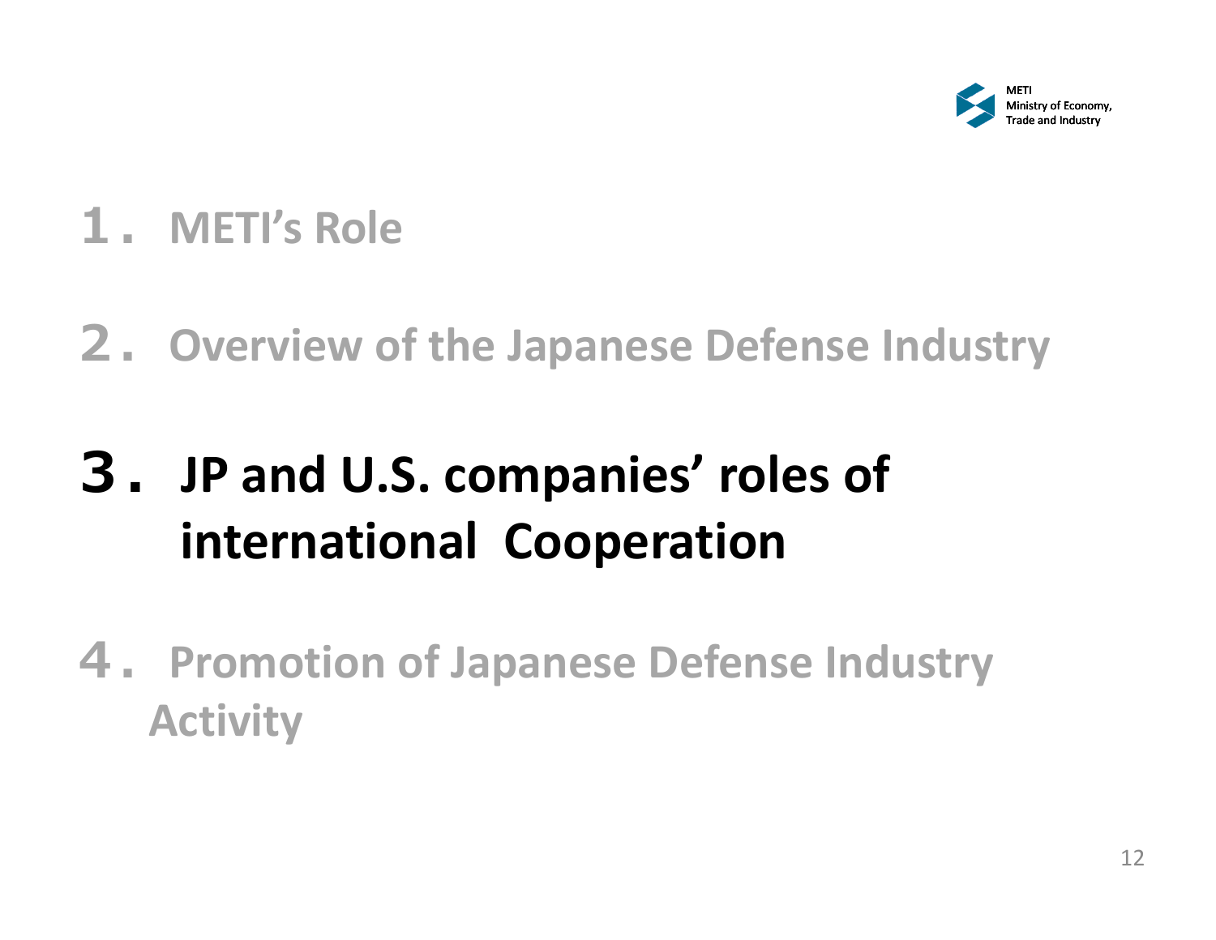1． METI's Role

2． Overview of the Japanese Defense Industry

## 3． JP and U.S. companies' roles of international Cooperation

4． Promotion of Japanese Defense Industry Activity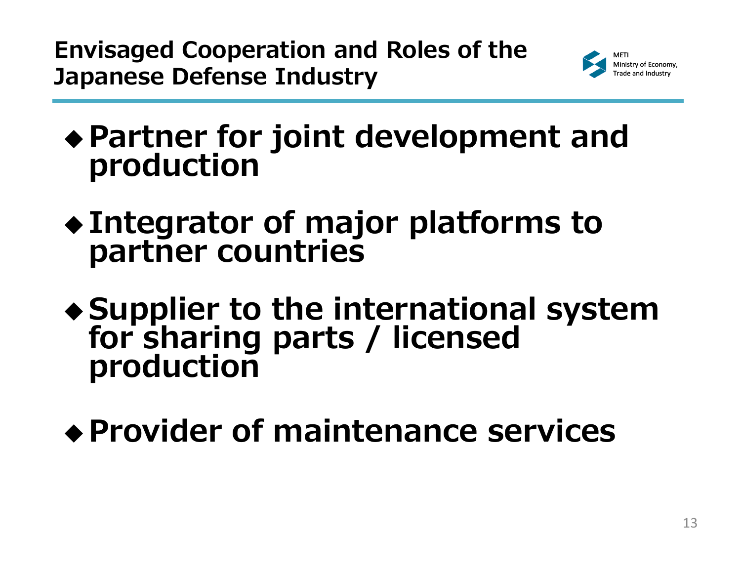# Envisaged Cooperation and Roles of the Japanese Defense Industry

- **Partner for joint development and production**
- **Integrator of major platforms to partner countries**
- **Supplier to the international system for sharing parts / licensed production**
- **Provider of maintenance services**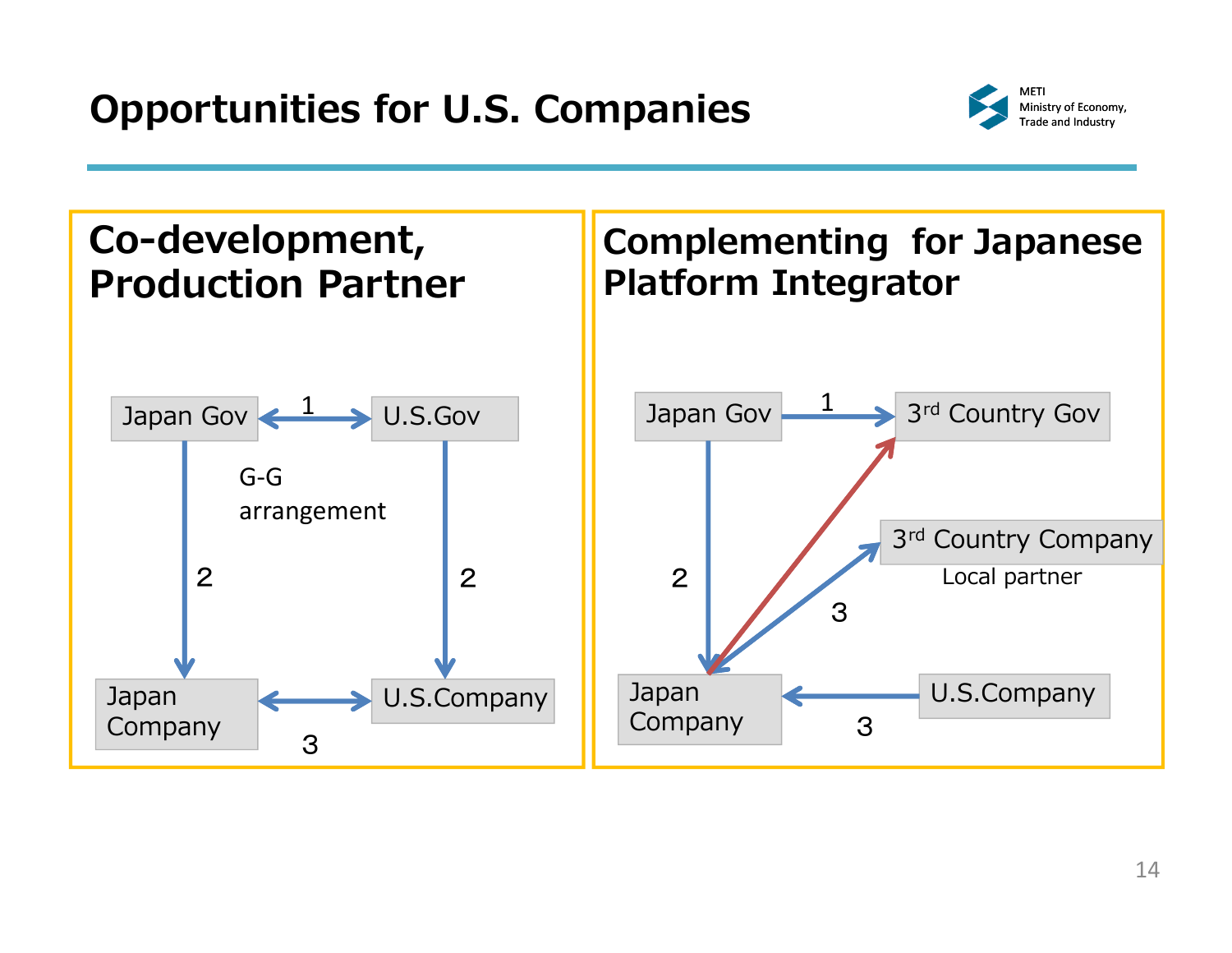# Opportunities for U.S. Companies

METI
Ministry of Economy, Trade and Industry

## Co-development, Production Partner

Japan Gov
1
U.S.Gov
G-G arrangement
2
2
Japan Company
U.S.Company
3

## Complementing for Japanese Platform Integrator

Japan Gov
1
3rd Country Gov
2
3rd Country Company
Local partner
3
Japan Company
U.S.Company
3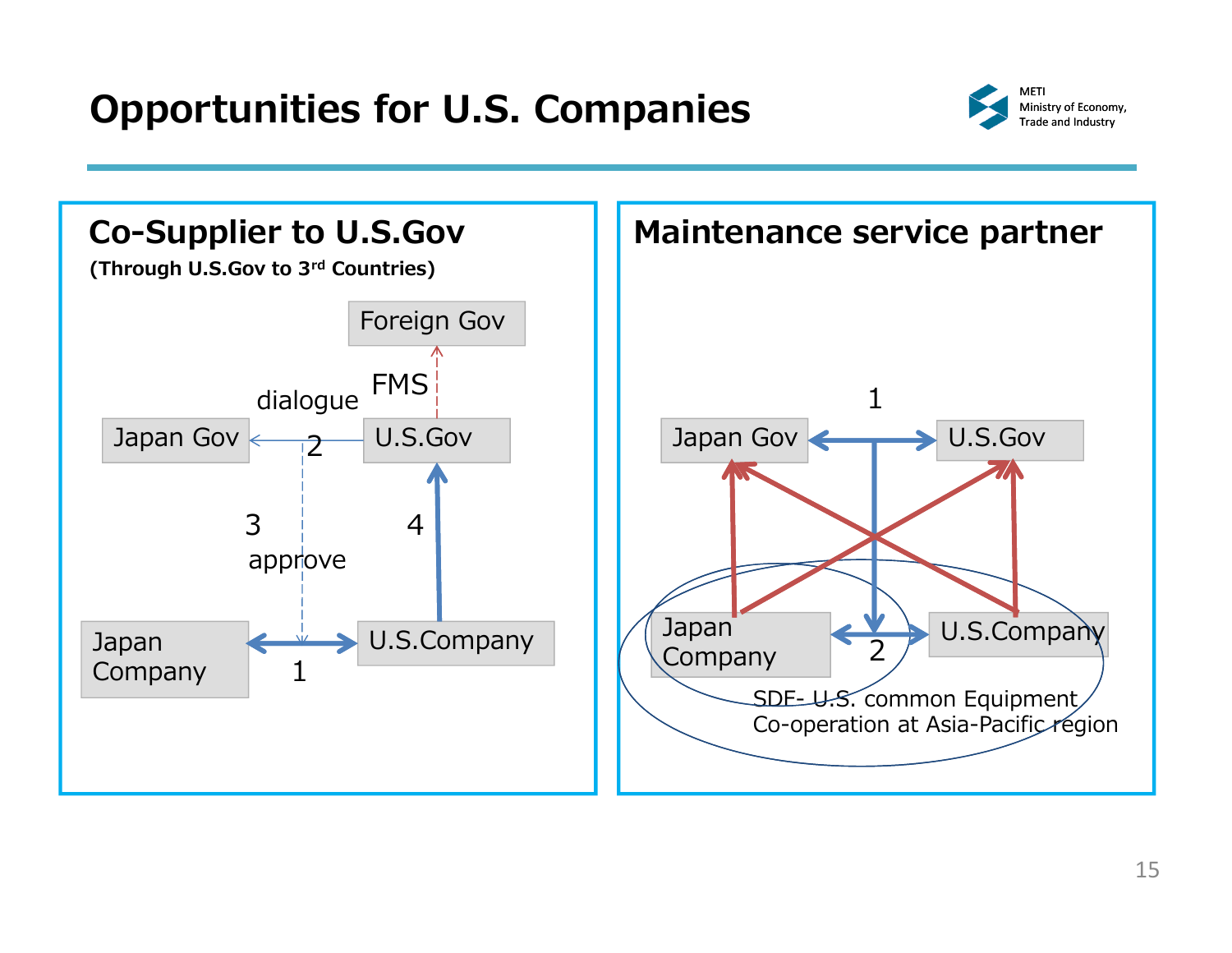# Opportunities for U.S. Companies

## Co-Supplier to U.S.Gov

**(Through U.S.Gov to 3rd Countries)**

Foreign Gov

FMS

dialogue

Japan Gov

2

U.S.Gov

3

approve

4

Japan Company

1

U.S.Company

## Maintenance service partner

1

Japan Gov

U.S.Gov

Japan Company

2

U.S.Company

SDF- U.S. common Equipment
Co-operation at Asia-Pacific region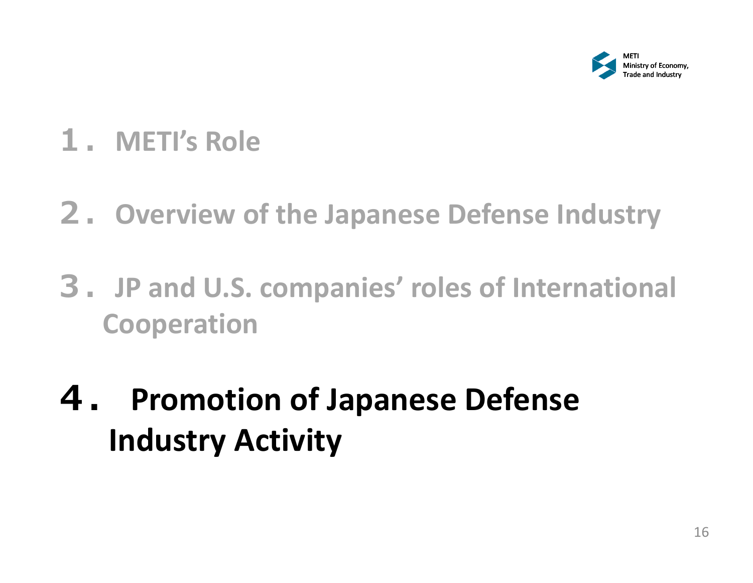METI
Ministry of Economy, Trade and Industry

1． METI's Role

2． Overview of the Japanese Defense Industry

3． JP and U.S. companies' roles of International Cooperation

# 4． Promotion of Japanese Defense Industry Activity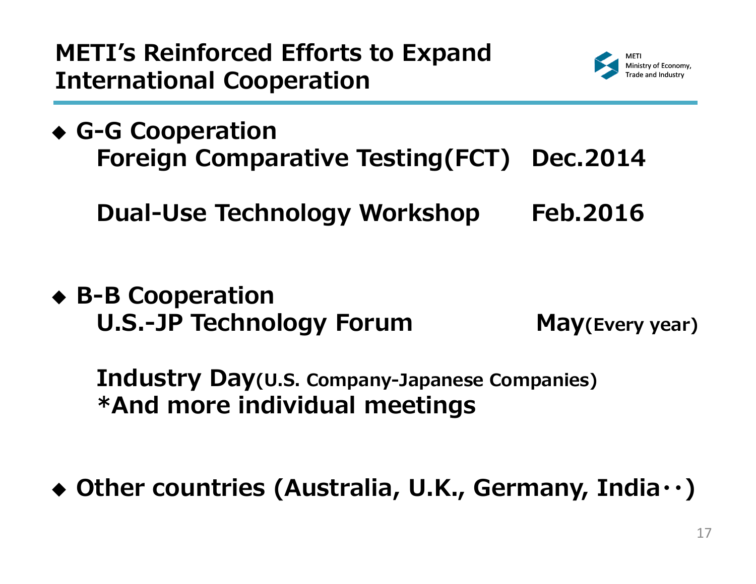# METI's Reinforced Efforts to Expand International Cooperation

METI
Ministry of Economy, Trade and Industry

- **G-G Cooperation**

  **Foreign Comparative Testing(FCT) Dec.2014**

  **Dual-Use Technology Workshop Feb.2016**

- **B-B Cooperation**

  **U.S.-JP Technology Forum May(Every year)**

  **Industry Day(U.S. Company-Japanese Companies)**
  **\*And more individual meetings**

- **Other countries (Australia, U.K., Germany, India・・)**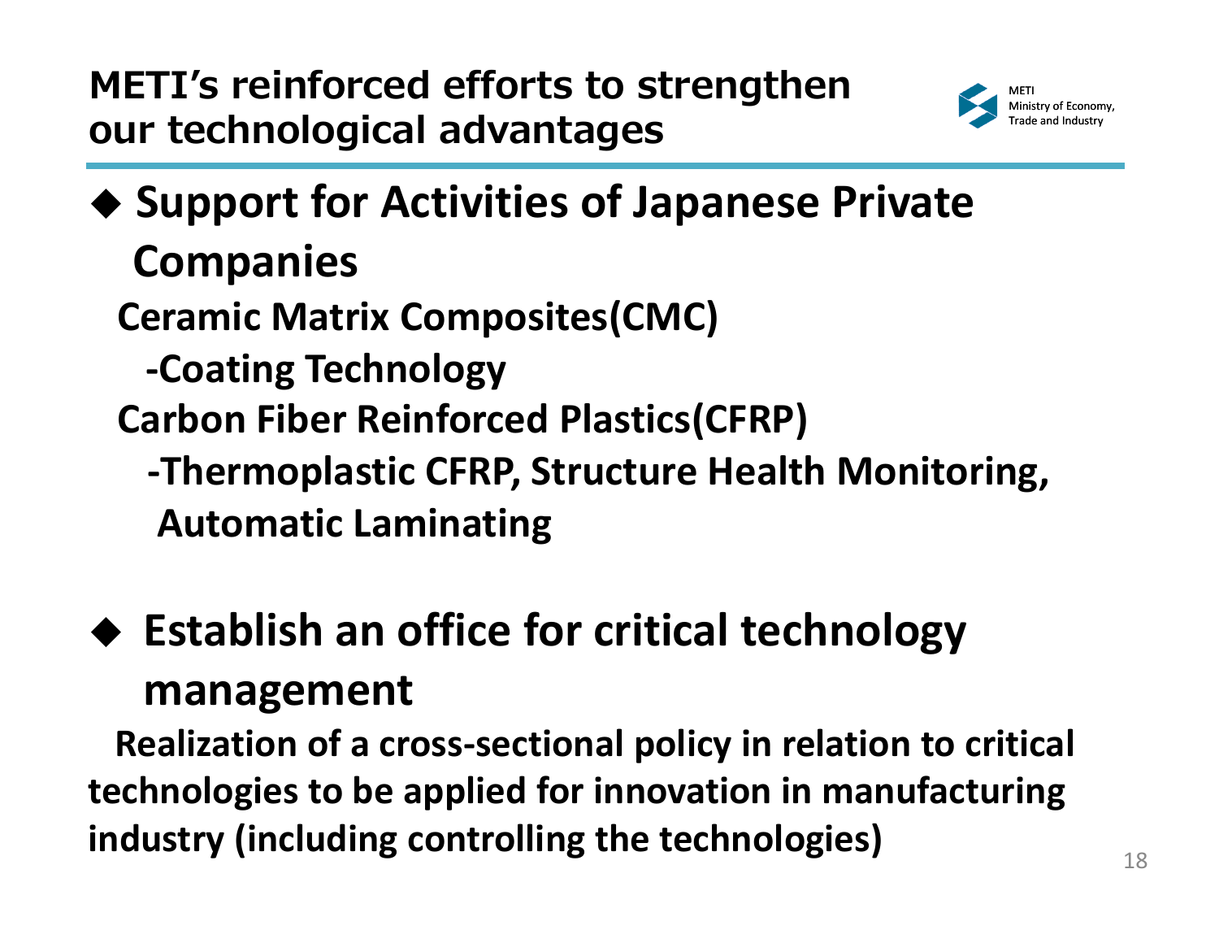# METI's reinforced efforts to strengthen our technological advantages

## ◆ Support for Activities of Japanese Private Companies

**Ceramic Matrix Composites(CMC)**

**-Coating Technology**

**Carbon Fiber Reinforced Plastics(CFRP)**

**-Thermoplastic CFRP, Structure Health Monitoring, Automatic Laminating**

## ◆ Establish an office for critical technology management

**Realization of a cross-sectional policy in relation to critical technologies to be applied for innovation in manufacturing industry (including controlling the technologies)**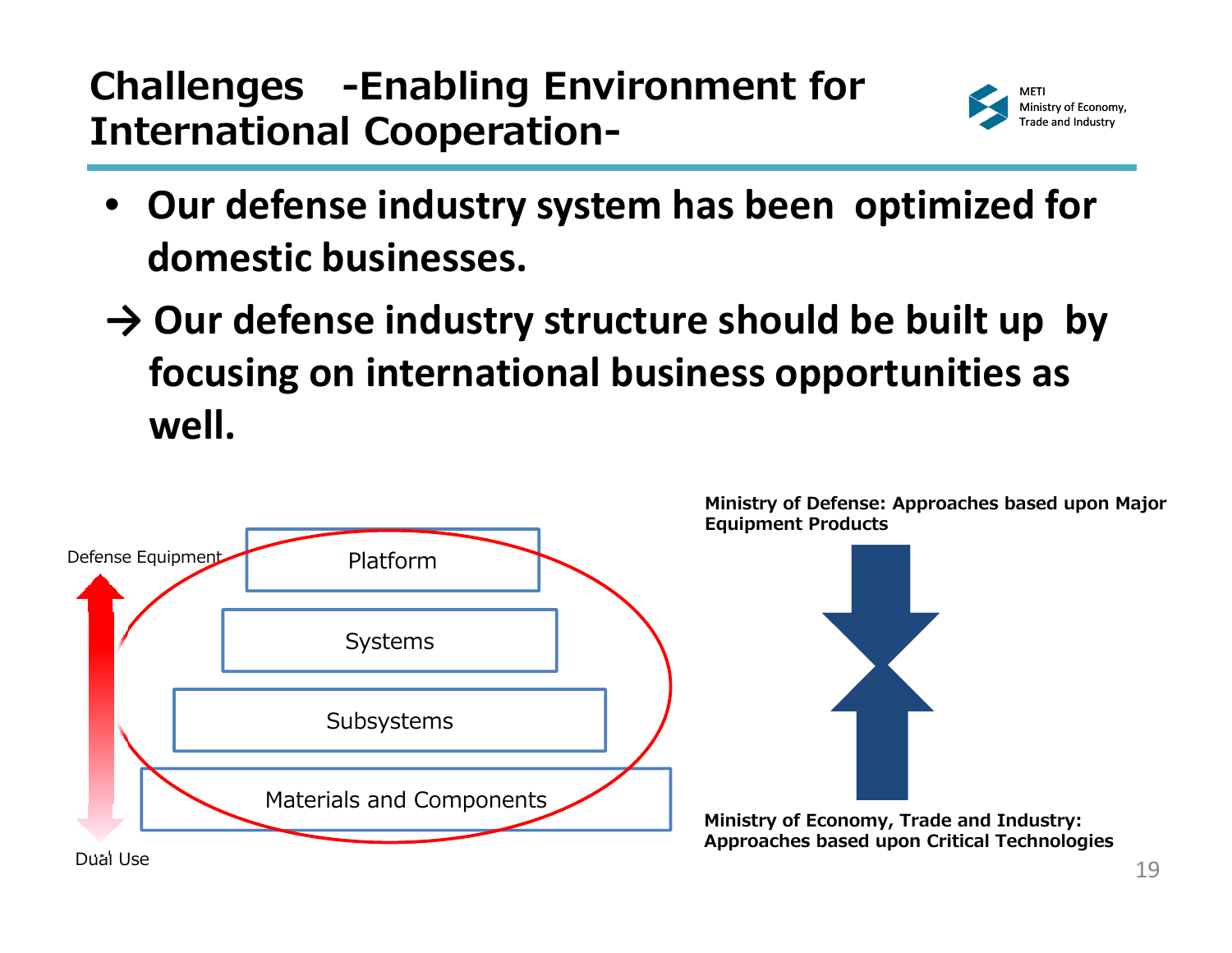# Challenges -Enabling Environment for International Cooperation-

- **Our defense industry system has been optimized for domestic businesses.**

**→ Our defense industry structure should be built up by focusing on international business opportunities as well.**

Defense Equipment

Platform

Systems

Subsystems

Materials and Components

Dual Use

**Ministry of Defense: Approaches based upon Major Equipment Products**

**Ministry of Economy, Trade and Industry: Approaches based upon Critical Technologies**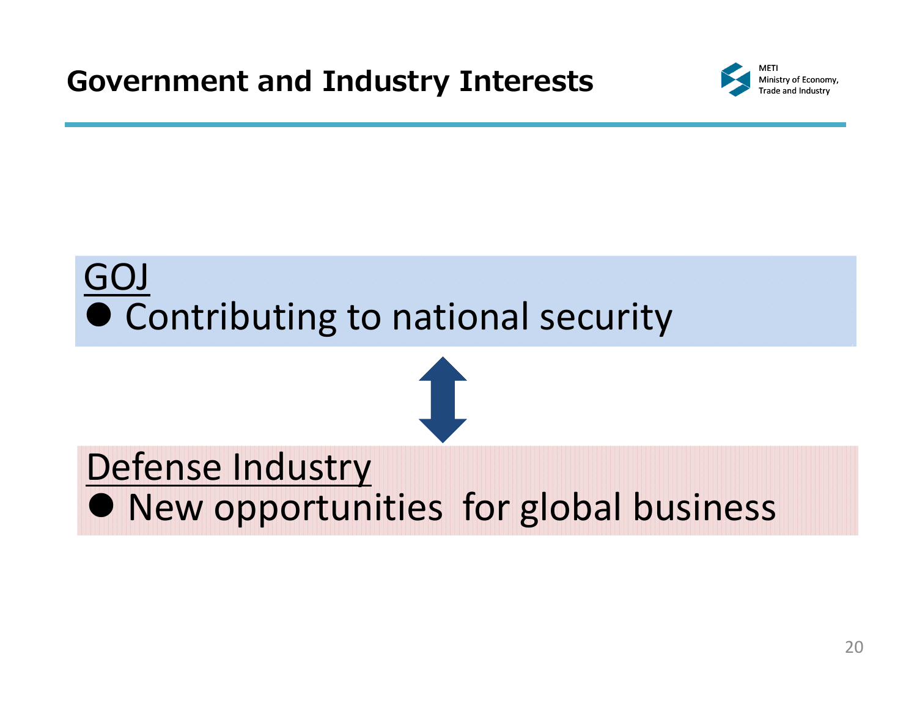# Government and Industry Interests

METI
Ministry of Economy,
Trade and Industry

GOJ

- Contributing to national security

Defense Industry

- New opportunities for global business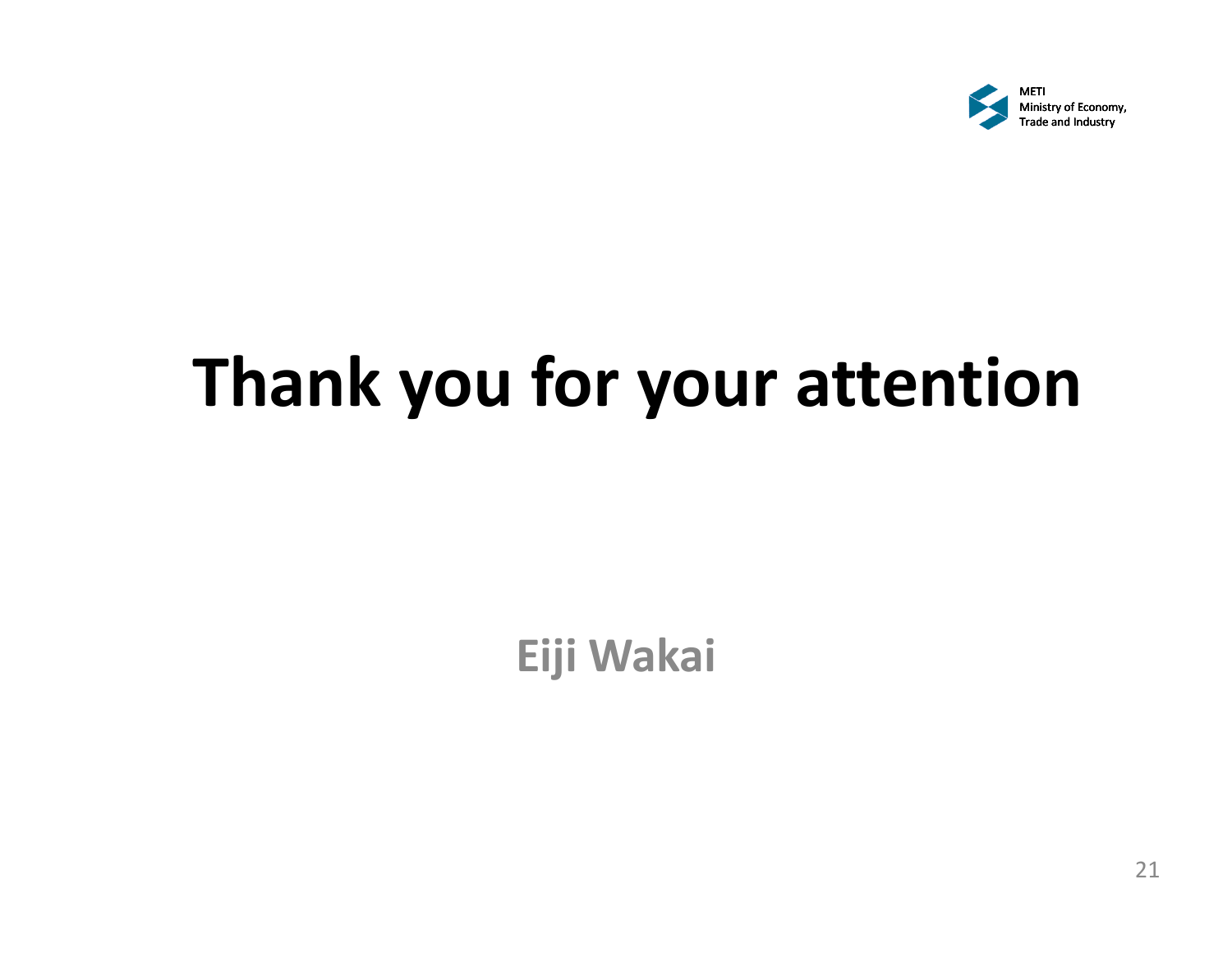METI
Ministry of Economy,
Trade and Industry

# Thank you for your attention

**Eiji Wakai**